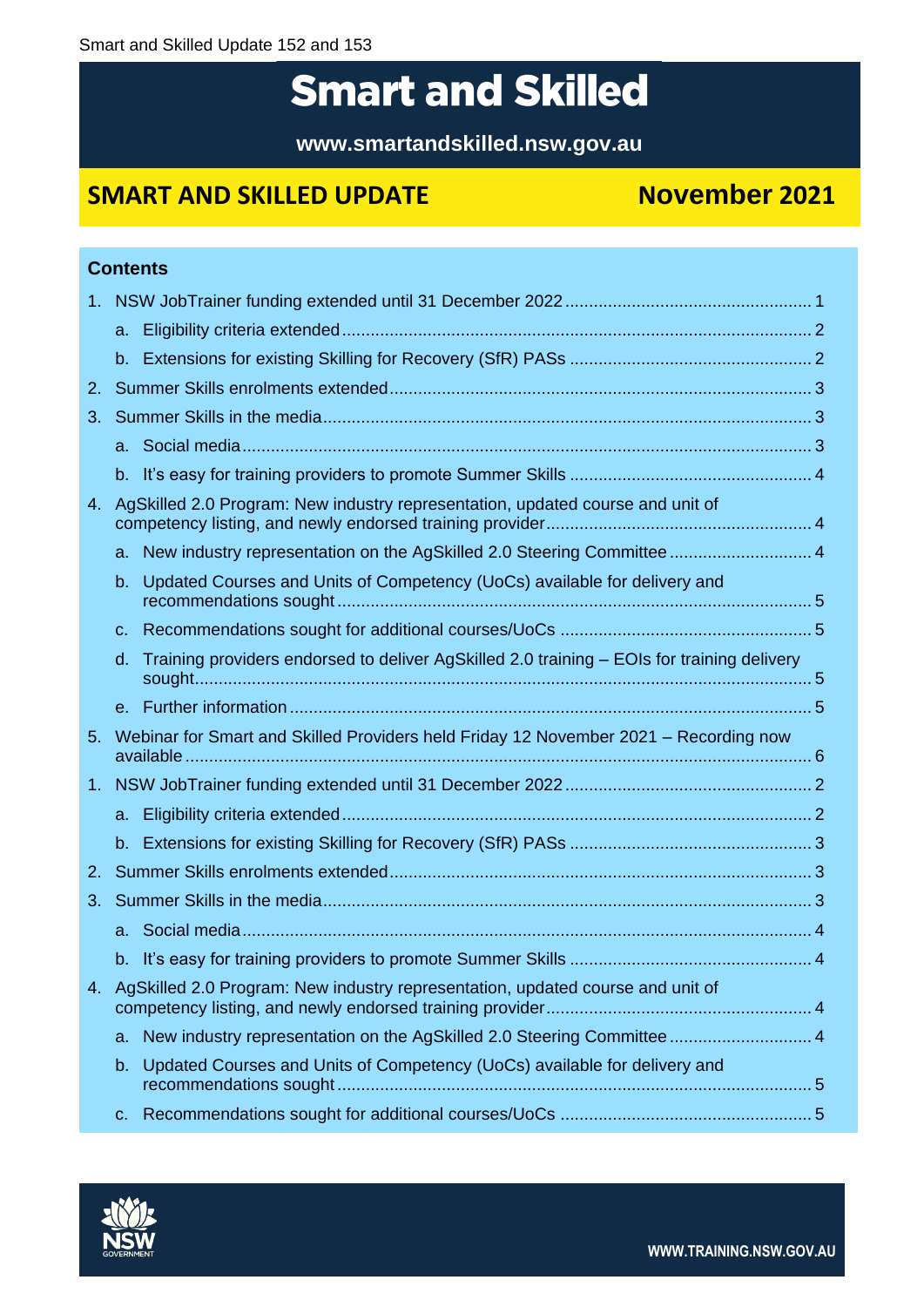# Smart and Skilled

**www.smartandskilled.nsw.gov.au**

## SMART AND SKILLED UPDATE — November 2021

### Contents

1. NSW JobTrainer funding extended until 31 December 2022 ........ 1
   a. Eligibility criteria extended ........ 2
   b. Extensions for existing Skilling for Recovery (SfR) PASs ........ 2
2. Summer Skills enrolments extended ........ 3
3. Summer Skills in the media ........ 3
   a. Social media ........ 3
   b. It's easy for training providers to promote Summer Skills ........ 4
4. AgSkilled 2.0 Program: New industry representation, updated course and unit of competency listing, and newly endorsed training provider ........ 4
   a. New industry representation on the AgSkilled 2.0 Steering Committee ........ 4
   b. Updated Courses and Units of Competency (UoCs) available for delivery and recommendations sought ........ 5
   c. Recommendations sought for additional courses/UoCs ........ 5
   d. Training providers endorsed to deliver AgSkilled 2.0 training – EOIs for training delivery sought ........ 5
   e. Further information ........ 5
5. Webinar for Smart and Skilled Providers held Friday 12 November 2021 – Recording now available ........ 6
1. NSW JobTrainer funding extended until 31 December 2022 ........ 2
   a. Eligibility criteria extended ........ 2
   b. Extensions for existing Skilling for Recovery (SfR) PASs ........ 3
2. Summer Skills enrolments extended ........ 3
3. Summer Skills in the media ........ 3
   a. Social media ........ 4
   b. It's easy for training providers to promote Summer Skills ........ 4
4. AgSkilled 2.0 Program: New industry representation, updated course and unit of competency listing, and newly endorsed training provider ........ 4
   a. New industry representation on the AgSkilled 2.0 Steering Committee ........ 4
   b. Updated Courses and Units of Competency (UoCs) available for delivery and recommendations sought ........ 5
   c. Recommendations sought for additional courses/UoCs ........ 5

NSW GOVERNMENT

WWW.TRAINING.NSW.GOV.AU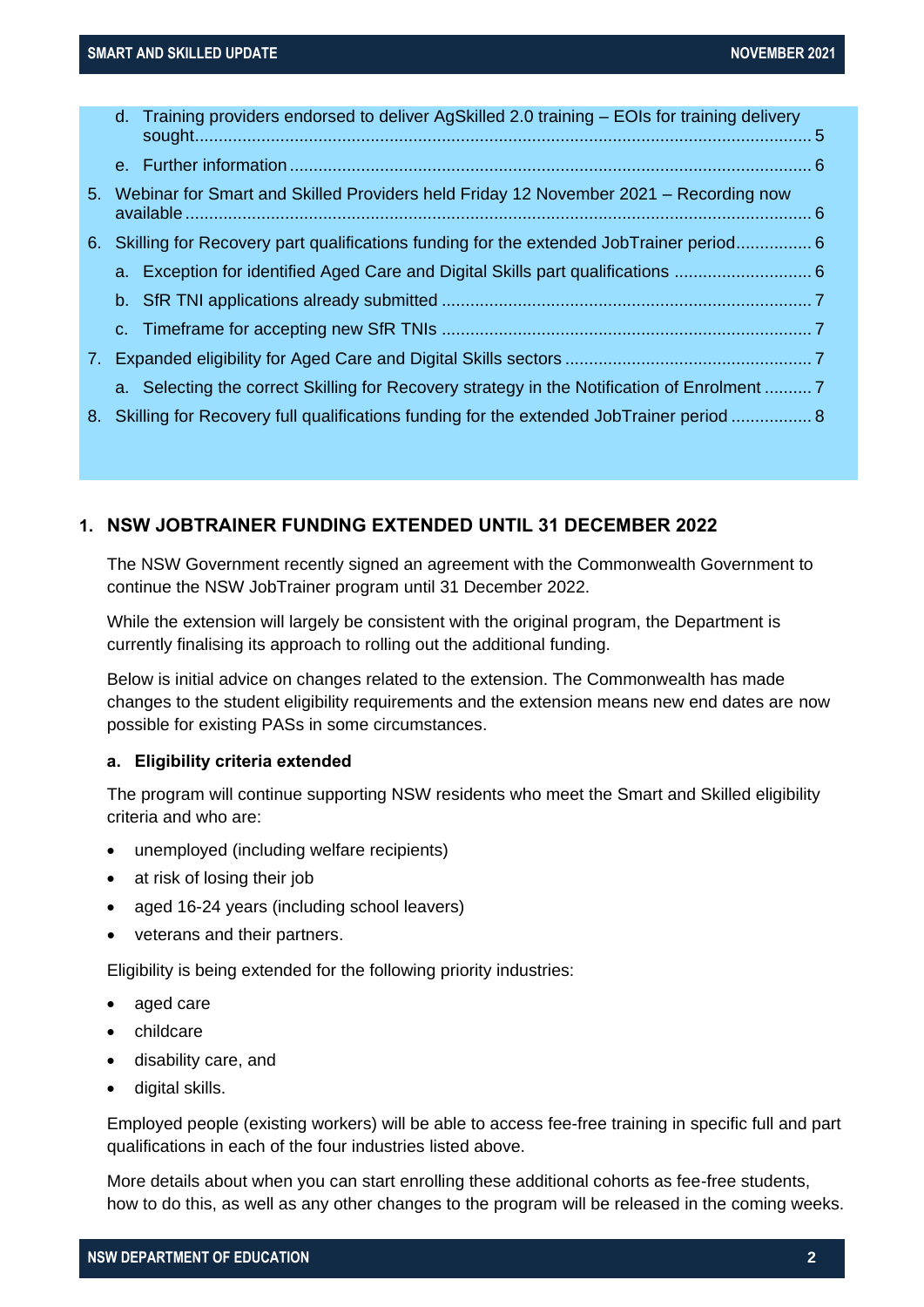d. Training providers endorsed to deliver AgSkilled 2.0 training – EOIs for training delivery sought .......... 5

e. Further information .......... 6

5. Webinar for Smart and Skilled Providers held Friday 12 November 2021 – Recording now available .......... 6

6. Skilling for Recovery part qualifications funding for the extended JobTrainer period .......... 6

   a. Exception for identified Aged Care and Digital Skills part qualifications .......... 6

   b. SfR TNI applications already submitted .......... 7

   c. Timeframe for accepting new SfR TNIs .......... 7

7. Expanded eligibility for Aged Care and Digital Skills sectors .......... 7

   a. Selecting the correct Skilling for Recovery strategy in the Notification of Enrolment .......... 7

8. Skilling for Recovery full qualifications funding for the extended JobTrainer period .......... 8

## 1. NSW JOBTRAINER FUNDING EXTENDED UNTIL 31 DECEMBER 2022

The NSW Government recently signed an agreement with the Commonwealth Government to continue the NSW JobTrainer program until 31 December 2022.

While the extension will largely be consistent with the original program, the Department is currently finalising its approach to rolling out the additional funding.

Below is initial advice on changes related to the extension. The Commonwealth has made changes to the student eligibility requirements and the extension means new end dates are now possible for existing PASs in some circumstances.

### a. Eligibility criteria extended

The program will continue supporting NSW residents who meet the Smart and Skilled eligibility criteria and who are:

- unemployed (including welfare recipients)
- at risk of losing their job
- aged 16-24 years (including school leavers)
- veterans and their partners.

Eligibility is being extended for the following priority industries:

- aged care
- childcare
- disability care, and
- digital skills.

Employed people (existing workers) will be able to access fee-free training in specific full and part qualifications in each of the four industries listed above.

More details about when you can start enrolling these additional cohorts as fee-free students, how to do this, as well as any other changes to the program will be released in the coming weeks.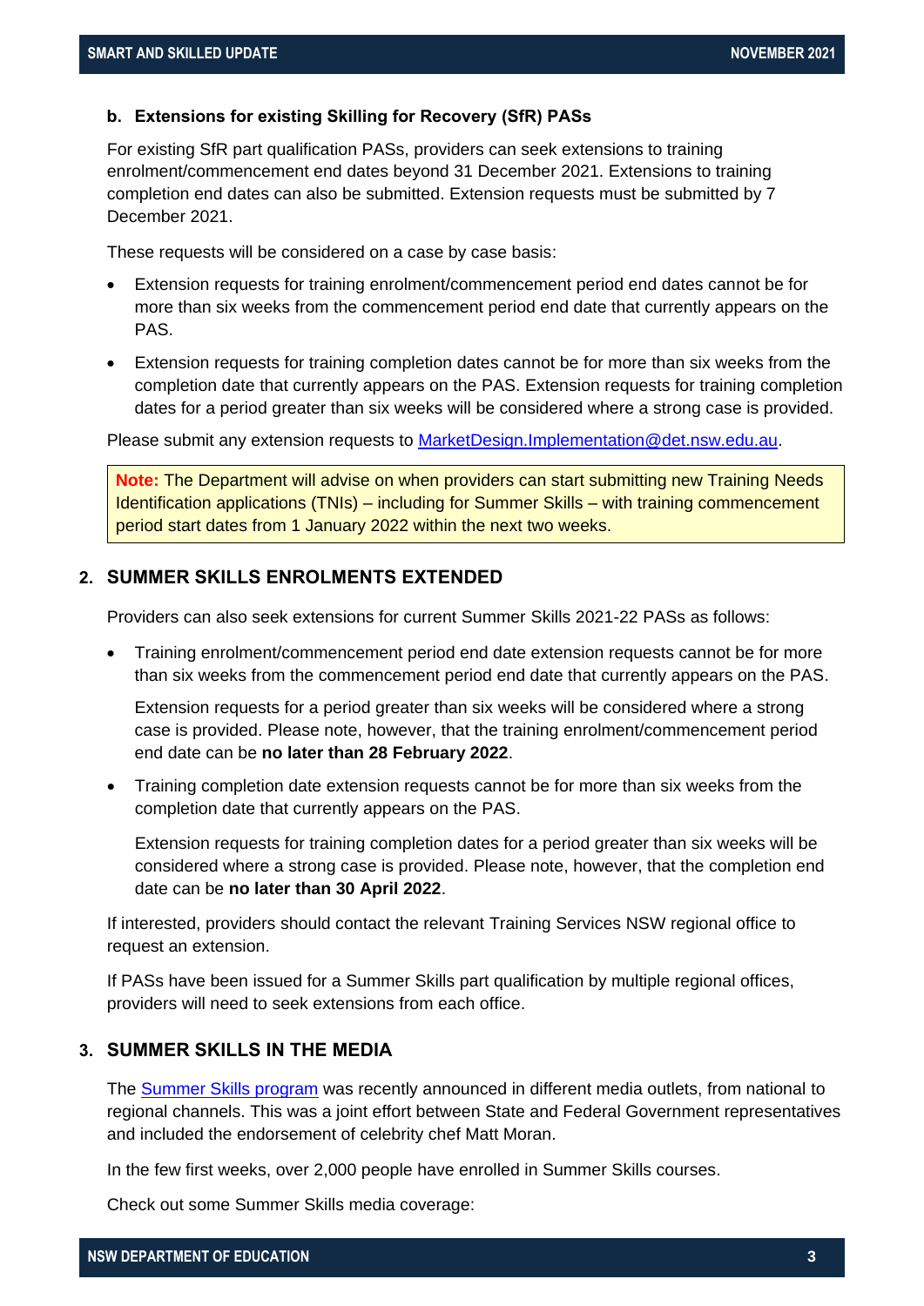### b. Extensions for existing Skilling for Recovery (SfR) PASs

For existing SfR part qualification PASs, providers can seek extensions to training enrolment/commencement end dates beyond 31 December 2021. Extensions to training completion end dates can also be submitted. Extension requests must be submitted by 7 December 2021.

These requests will be considered on a case by case basis:

- Extension requests for training enrolment/commencement period end dates cannot be for more than six weeks from the commencement period end date that currently appears on the PAS.
- Extension requests for training completion dates cannot be for more than six weeks from the completion date that currently appears on the PAS. Extension requests for training completion dates for a period greater than six weeks will be considered where a strong case is provided.

Please submit any extension requests to [MarketDesign.Implementation@det.nsw.edu.au](mailto:MarketDesign.Implementation@det.nsw.edu.au).

> **Note:** The Department will advise on when providers can start submitting new Training Needs Identification applications (TNIs) – including for Summer Skills – with training commencement period start dates from 1 January 2022 within the next two weeks.

## 2. SUMMER SKILLS ENROLMENTS EXTENDED

Providers can also seek extensions for current Summer Skills 2021-22 PASs as follows:

- Training enrolment/commencement period end date extension requests cannot be for more than six weeks from the commencement period end date that currently appears on the PAS.

  Extension requests for a period greater than six weeks will be considered where a strong case is provided. Please note, however, that the training enrolment/commencement period end date can be **no later than 28 February 2022**.

- Training completion date extension requests cannot be for more than six weeks from the completion date that currently appears on the PAS.

  Extension requests for training completion dates for a period greater than six weeks will be considered where a strong case is provided. Please note, however, that the completion end date can be **no later than 30 April 2022**.

If interested, providers should contact the relevant Training Services NSW regional office to request an extension.

If PASs have been issued for a Summer Skills part qualification by multiple regional offices, providers will need to seek extensions from each office.

## 3. SUMMER SKILLS IN THE MEDIA

The [Summer Skills program](#) was recently announced in different media outlets, from national to regional channels. This was a joint effort between State and Federal Government representatives and included the endorsement of celebrity chef Matt Moran.

In the few first weeks, over 2,000 people have enrolled in Summer Skills courses.

Check out some Summer Skills media coverage: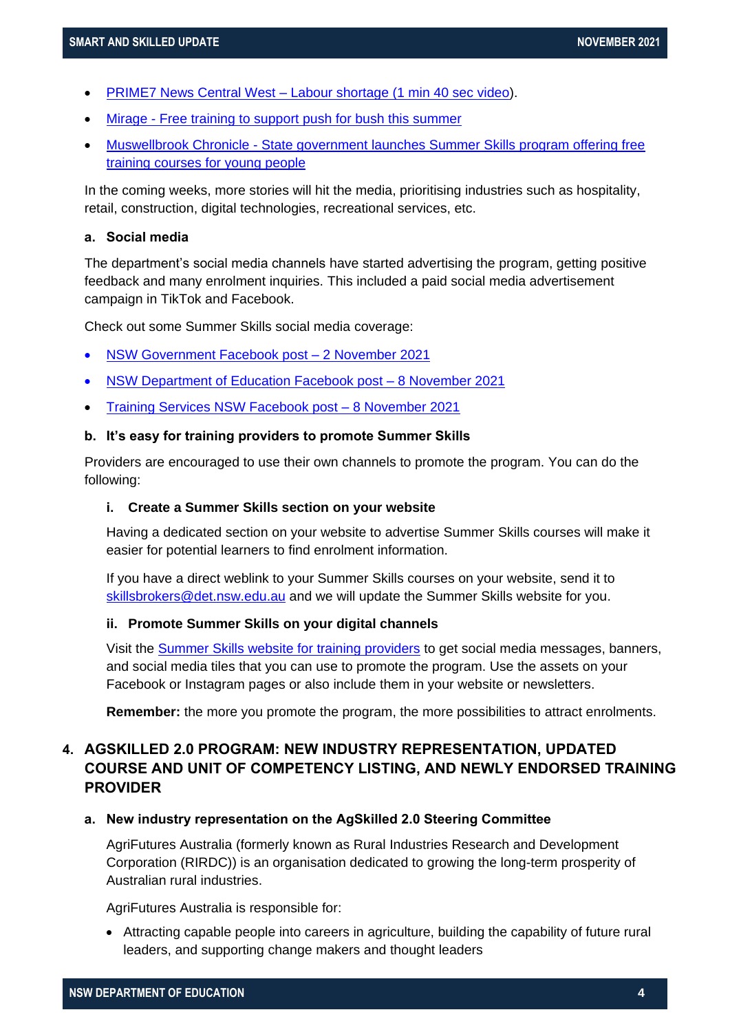- PRIME7 News Central West – Labour shortage (1 min 40 sec video).
- Mirage - Free training to support push for bush this summer
- Muswellbrook Chronicle - State government launches Summer Skills program offering free training courses for young people

In the coming weeks, more stories will hit the media, prioritising industries such as hospitality, retail, construction, digital technologies, recreational services, etc.

#### a. Social media

The department's social media channels have started advertising the program, getting positive feedback and many enrolment inquiries. This included a paid social media advertisement campaign in TikTok and Facebook.

Check out some Summer Skills social media coverage:

- NSW Government Facebook post – 2 November 2021
- NSW Department of Education Facebook post – 8 November 2021
- Training Services NSW Facebook post – 8 November 2021

#### b. It's easy for training providers to promote Summer Skills

Providers are encouraged to use their own channels to promote the program. You can do the following:

##### i. Create a Summer Skills section on your website

Having a dedicated section on your website to advertise Summer Skills courses will make it easier for potential learners to find enrolment information.

If you have a direct weblink to your Summer Skills courses on your website, send it to skillsbrokers@det.nsw.edu.au and we will update the Summer Skills website for you.

##### ii. Promote Summer Skills on your digital channels

Visit the Summer Skills website for training providers to get social media messages, banners, and social media tiles that you can use to promote the program. Use the assets on your Facebook or Instagram pages or also include them in your website or newsletters.

**Remember:** the more you promote the program, the more possibilities to attract enrolments.

## 4. AGSKILLED 2.0 PROGRAM: NEW INDUSTRY REPRESENTATION, UPDATED COURSE AND UNIT OF COMPETENCY LISTING, AND NEWLY ENDORSED TRAINING PROVIDER

#### a. New industry representation on the AgSkilled 2.0 Steering Committee

AgriFutures Australia (formerly known as Rural Industries Research and Development Corporation (RIRDC)) is an organisation dedicated to growing the long-term prosperity of Australian rural industries.

AgriFutures Australia is responsible for:

- Attracting capable people into careers in agriculture, building the capability of future rural leaders, and supporting change makers and thought leaders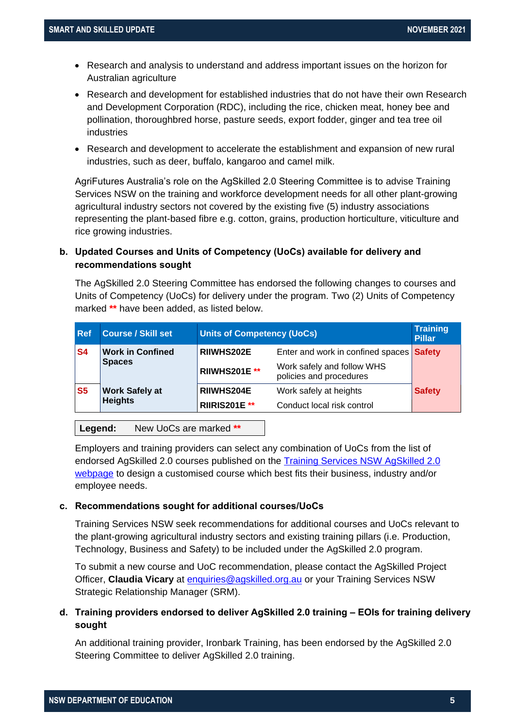- Research and analysis to understand and address important issues on the horizon for Australian agriculture
- Research and development for established industries that do not have their own Research and Development Corporation (RDC), including the rice, chicken meat, honey bee and pollination, thoroughbred horse, pasture seeds, export fodder, ginger and tea tree oil industries
- Research and development to accelerate the establishment and expansion of new rural industries, such as deer, buffalo, kangaroo and camel milk.

AgriFutures Australia's role on the AgSkilled 2.0 Steering Committee is to advise Training Services NSW on the training and workforce development needs for all other plant-growing agricultural industry sectors not covered by the existing five (5) industry associations representing the plant-based fibre e.g. cotton, grains, production horticulture, viticulture and rice growing industries.

**b. Updated Courses and Units of Competency (UoCs) available for delivery and recommendations sought**

The AgSkilled 2.0 Steering Committee has endorsed the following changes to courses and Units of Competency (UoCs) for delivery under the program. Two (2) Units of Competency marked ** have been added, as listed below.

| Ref | Course / Skill set | Units of Competency (UoCs) | | Training Pillar |
|---|---|---|---|---|
| S4 | **Work in Confined Spaces** | **RIIWHS202E** | Enter and work in confined spaces | Safety |
| | | **RIIWHS201E** ** | Work safely and follow WHS policies and procedures | |
| S5 | **Work Safely at Heights** | **RIIWHS204E** | Work safely at heights | Safety |
| | | **RIIRIS201E** ** | Conduct local risk control | |

**Legend:** New UoCs are marked **

Employers and training providers can select any combination of UoCs from the list of endorsed AgSkilled 2.0 courses published on the Training Services NSW AgSkilled 2.0 webpage to design a customised course which best fits their business, industry and/or employee needs.

**c. Recommendations sought for additional courses/UoCs**

Training Services NSW seek recommendations for additional courses and UoCs relevant to the plant-growing agricultural industry sectors and existing training pillars (i.e. Production, Technology, Business and Safety) to be included under the AgSkilled 2.0 program.

To submit a new course and UoC recommendation, please contact the AgSkilled Project Officer, **Claudia Vicary** at enquiries@agskilled.org.au or your Training Services NSW Strategic Relationship Manager (SRM).

**d. Training providers endorsed to deliver AgSkilled 2.0 training – EOIs for training delivery sought**

An additional training provider, Ironbark Training, has been endorsed by the AgSkilled 2.0 Steering Committee to deliver AgSkilled 2.0 training.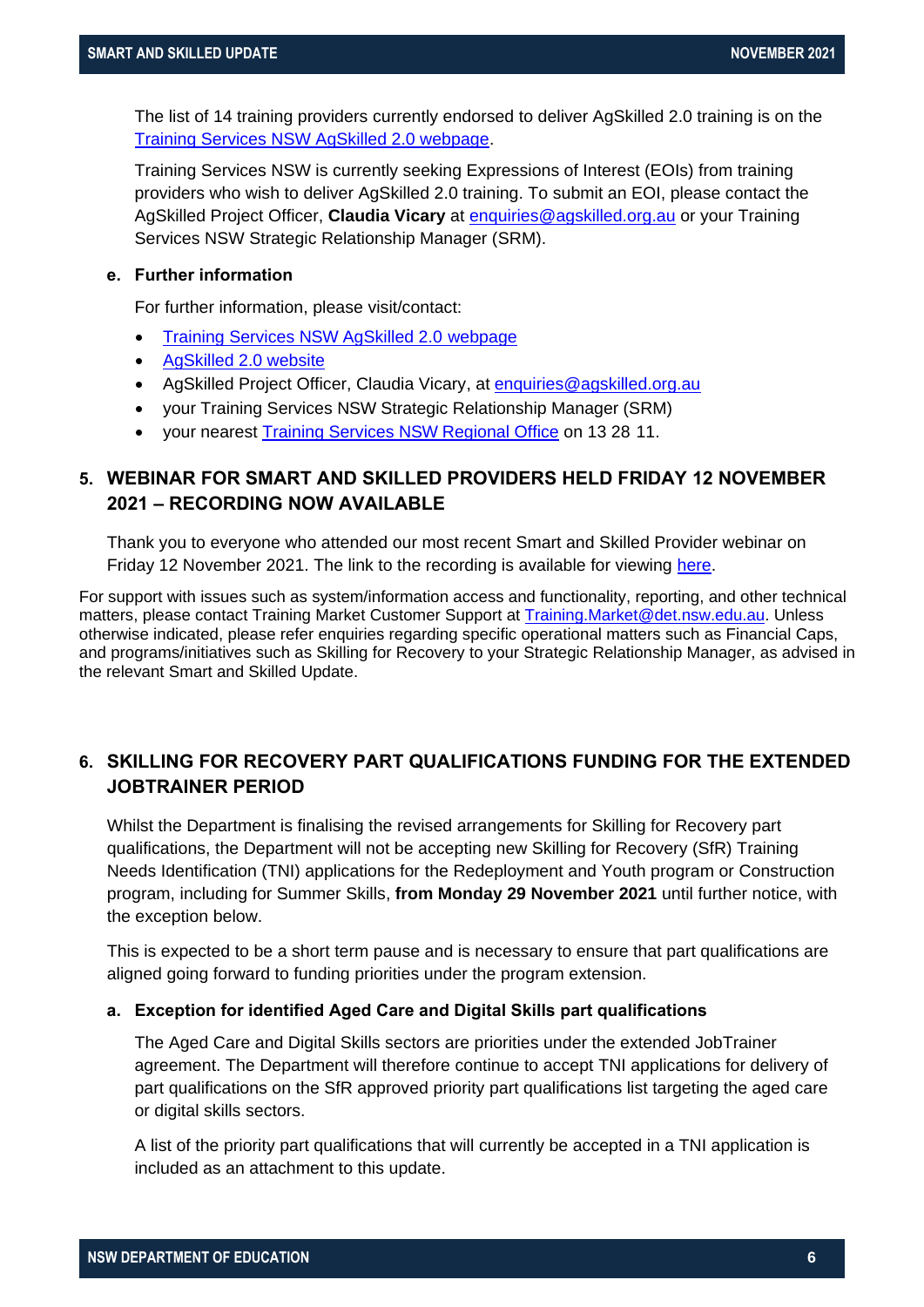The list of 14 training providers currently endorsed to deliver AgSkilled 2.0 training is on the [Training Services NSW AgSkilled 2.0 webpage](#).

Training Services NSW is currently seeking Expressions of Interest (EOIs) from training providers who wish to deliver AgSkilled 2.0 training. To submit an EOI, please contact the AgSkilled Project Officer, **Claudia Vicary** at enquiries@agskilled.org.au or your Training Services NSW Strategic Relationship Manager (SRM).

#### e. Further information

For further information, please visit/contact:

- [Training Services NSW AgSkilled 2.0 webpage](#)
- [AgSkilled 2.0 website](#)
- AgSkilled Project Officer, Claudia Vicary, at enquiries@agskilled.org.au
- your Training Services NSW Strategic Relationship Manager (SRM)
- your nearest [Training Services NSW Regional Office](#) on 13 28 11.

## 5. WEBINAR FOR SMART AND SKILLED PROVIDERS HELD FRIDAY 12 NOVEMBER 2021 – RECORDING NOW AVAILABLE

Thank you to everyone who attended our most recent Smart and Skilled Provider webinar on Friday 12 November 2021. The link to the recording is available for viewing [here](#).

For support with issues such as system/information access and functionality, reporting, and other technical matters, please contact Training Market Customer Support at Training.Market@det.nsw.edu.au. Unless otherwise indicated, please refer enquiries regarding specific operational matters such as Financial Caps, and programs/initiatives such as Skilling for Recovery to your Strategic Relationship Manager, as advised in the relevant Smart and Skilled Update.

## 6. SKILLING FOR RECOVERY PART QUALIFICATIONS FUNDING FOR THE EXTENDED JOBTRAINER PERIOD

Whilst the Department is finalising the revised arrangements for Skilling for Recovery part qualifications, the Department will not be accepting new Skilling for Recovery (SfR) Training Needs Identification (TNI) applications for the Redeployment and Youth program or Construction program, including for Summer Skills, **from Monday 29 November 2021** until further notice, with the exception below.

This is expected to be a short term pause and is necessary to ensure that part qualifications are aligned going forward to funding priorities under the program extension.

#### a. Exception for identified Aged Care and Digital Skills part qualifications

The Aged Care and Digital Skills sectors are priorities under the extended JobTrainer agreement. The Department will therefore continue to accept TNI applications for delivery of part qualifications on the SfR approved priority part qualifications list targeting the aged care or digital skills sectors.

A list of the priority part qualifications that will currently be accepted in a TNI application is included as an attachment to this update.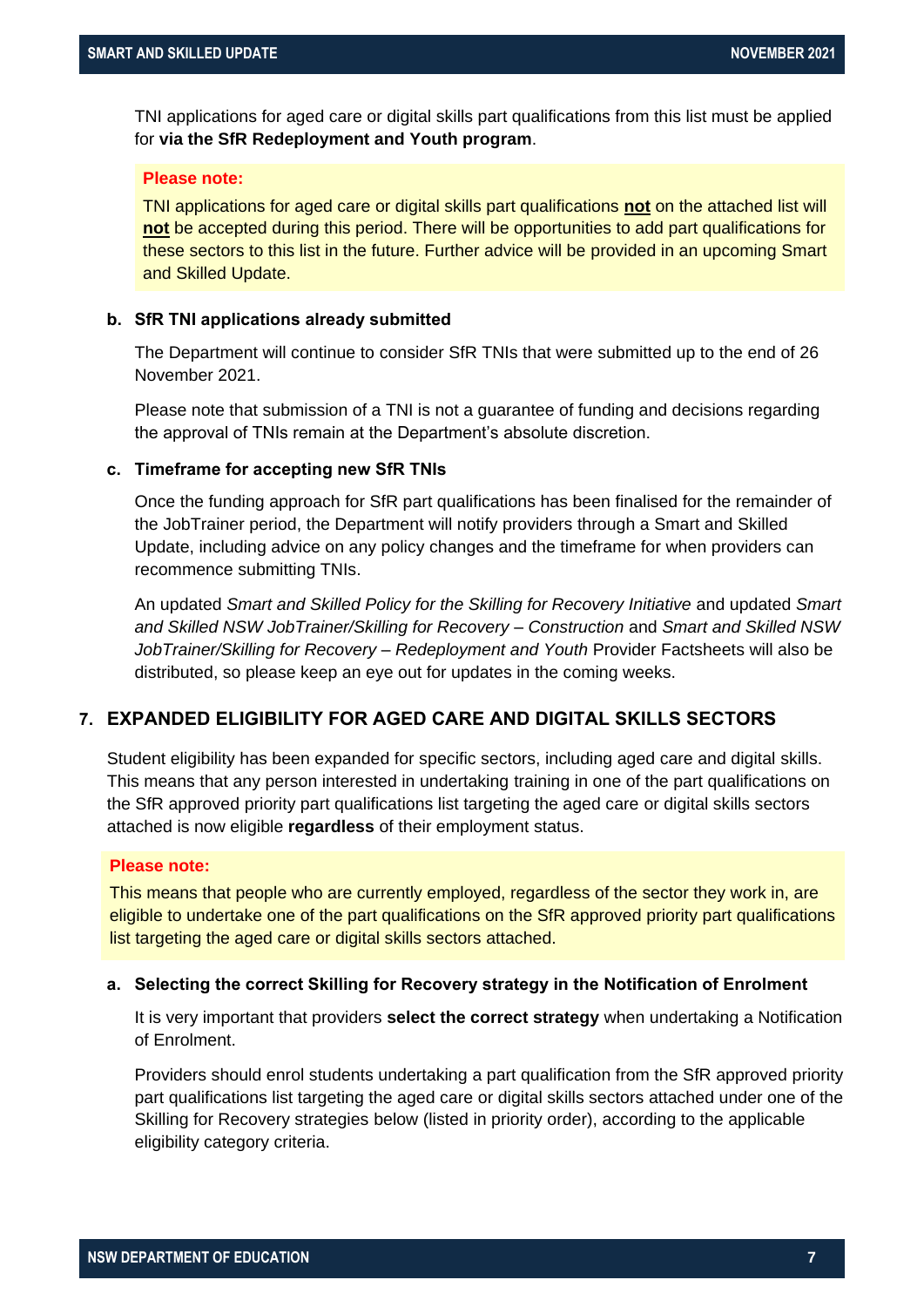TNI applications for aged care or digital skills part qualifications from this list must be applied for **via the SfR Redeployment and Youth program**.

**Please note:**

TNI applications for aged care or digital skills part qualifications **not** on the attached list will **not** be accepted during this period. There will be opportunities to add part qualifications for these sectors to this list in the future. Further advice will be provided in an upcoming Smart and Skilled Update.

#### b. SfR TNI applications already submitted

The Department will continue to consider SfR TNIs that were submitted up to the end of 26 November 2021.

Please note that submission of a TNI is not a guarantee of funding and decisions regarding the approval of TNIs remain at the Department's absolute discretion.

#### c. Timeframe for accepting new SfR TNIs

Once the funding approach for SfR part qualifications has been finalised for the remainder of the JobTrainer period, the Department will notify providers through a Smart and Skilled Update, including advice on any policy changes and the timeframe for when providers can recommence submitting TNIs.

An updated *Smart and Skilled Policy for the Skilling for Recovery Initiative* and updated *Smart and Skilled NSW JobTrainer/Skilling for Recovery – Construction* and *Smart and Skilled NSW JobTrainer/Skilling for Recovery – Redeployment and Youth* Provider Factsheets will also be distributed, so please keep an eye out for updates in the coming weeks.

## 7. EXPANDED ELIGIBILITY FOR AGED CARE AND DIGITAL SKILLS SECTORS

Student eligibility has been expanded for specific sectors, including aged care and digital skills. This means that any person interested in undertaking training in one of the part qualifications on the SfR approved priority part qualifications list targeting the aged care or digital skills sectors attached is now eligible **regardless** of their employment status.

**Please note:**

This means that people who are currently employed, regardless of the sector they work in, are eligible to undertake one of the part qualifications on the SfR approved priority part qualifications list targeting the aged care or digital skills sectors attached.

#### a. Selecting the correct Skilling for Recovery strategy in the Notification of Enrolment

It is very important that providers **select the correct strategy** when undertaking a Notification of Enrolment.

Providers should enrol students undertaking a part qualification from the SfR approved priority part qualifications list targeting the aged care or digital skills sectors attached under one of the Skilling for Recovery strategies below (listed in priority order), according to the applicable eligibility category criteria.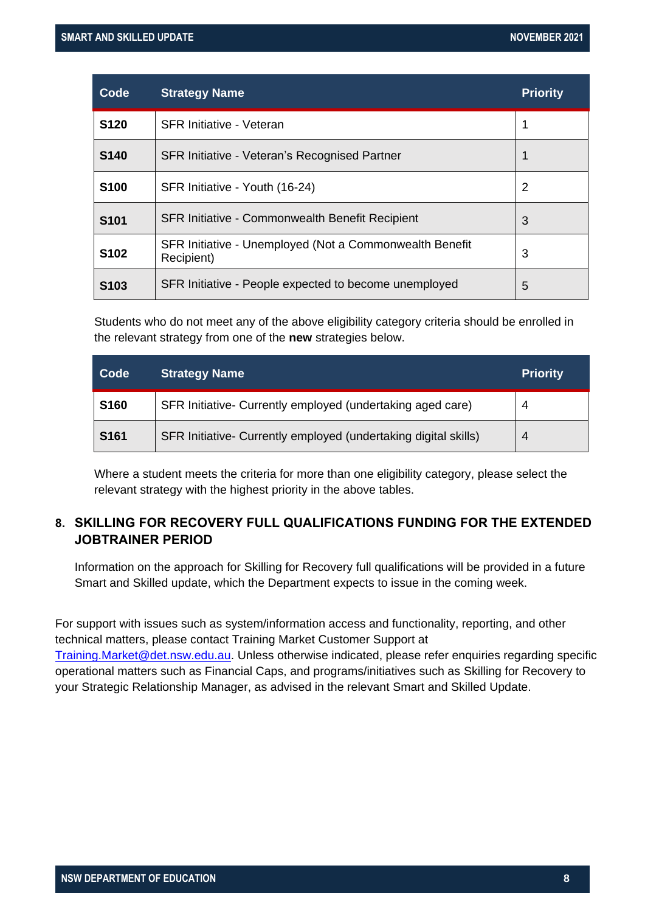| Code | Strategy Name | Priority |
|---|---|---|
| **S120** | SFR Initiative - Veteran | 1 |
| **S140** | SFR Initiative - Veteran's Recognised Partner | 1 |
| **S100** | SFR Initiative - Youth (16-24) | 2 |
| **S101** | SFR Initiative - Commonwealth Benefit Recipient | 3 |
| **S102** | SFR Initiative - Unemployed (Not a Commonwealth Benefit Recipient) | 3 |
| **S103** | SFR Initiative - People expected to become unemployed | 5 |

Students who do not meet any of the above eligibility category criteria should be enrolled in the relevant strategy from one of the **new** strategies below.

| Code | Strategy Name | Priority |
|---|---|---|
| **S160** | SFR Initiative- Currently employed (undertaking aged care) | 4 |
| **S161** | SFR Initiative- Currently employed (undertaking digital skills) | 4 |

Where a student meets the criteria for more than one eligibility category, please select the relevant strategy with the highest priority in the above tables.

## 8. SKILLING FOR RECOVERY FULL QUALIFICATIONS FUNDING FOR THE EXTENDED JOBTRAINER PERIOD

Information on the approach for Skilling for Recovery full qualifications will be provided in a future Smart and Skilled update, which the Department expects to issue in the coming week.

For support with issues such as system/information access and functionality, reporting, and other technical matters, please contact Training Market Customer Support at Training.Market@det.nsw.edu.au. Unless otherwise indicated, please refer enquiries regarding specific operational matters such as Financial Caps, and programs/initiatives such as Skilling for Recovery to your Strategic Relationship Manager, as advised in the relevant Smart and Skilled Update.